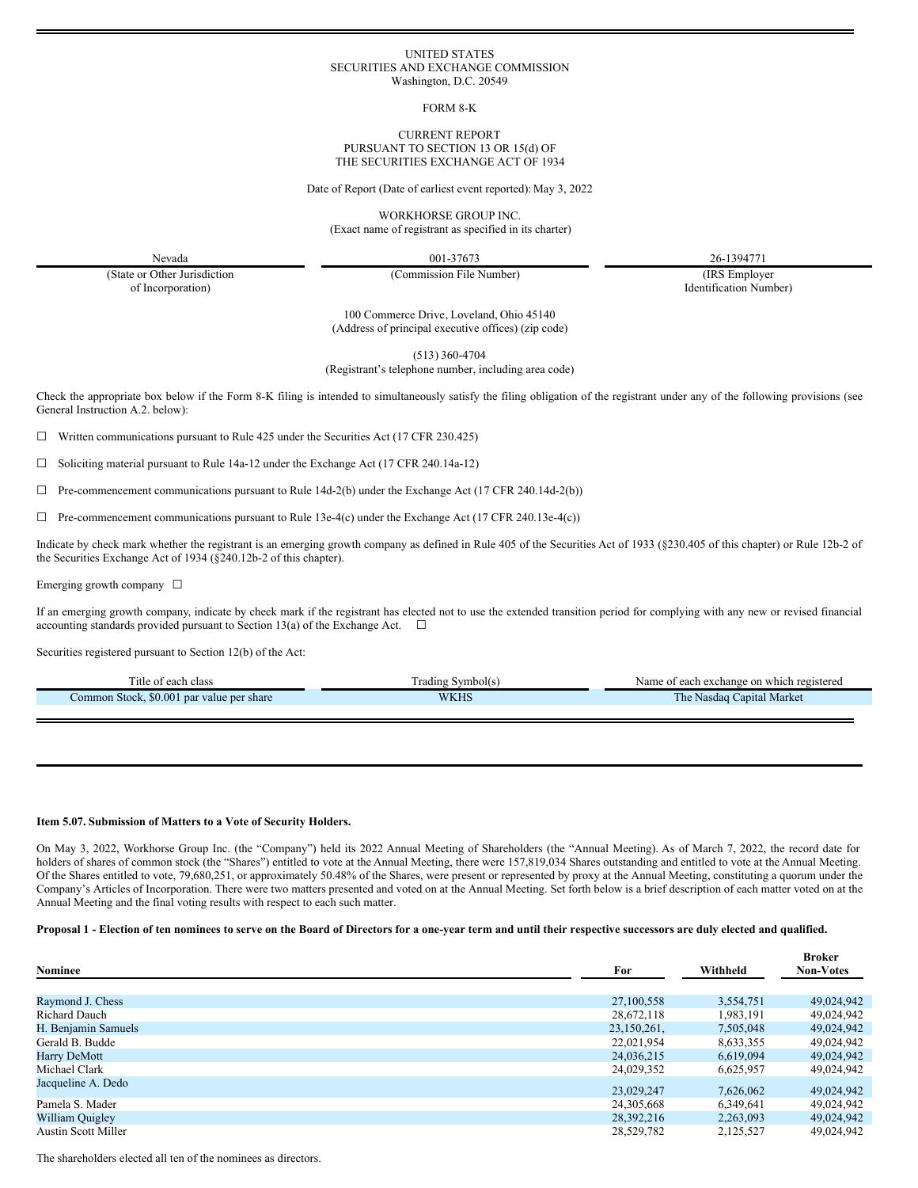UNITED STATES
SECURITIES AND EXCHANGE COMMISSION
Washington, D.C. 20549

FORM 8-K

CURRENT REPORT
PURSUANT TO SECTION 13 OR 15(d) OF
THE SECURITIES EXCHANGE ACT OF 1934

Date of Report (Date of earliest event reported): May 3, 2022

WORKHORSE GROUP INC.
(Exact name of registrant as specified in its charter)

| Nevada | 001-37673 | 26-1394771 |
|---|---|---|
| (State or Other Jurisdiction of Incorporation) | (Commission File Number) | (IRS Employer Identification Number) |

100 Commerce Drive, Loveland, Ohio 45140
(Address of principal executive offices) (zip code)

(513) 360-4704
(Registrant's telephone number, including area code)

Check the appropriate box below if the Form 8-K filing is intended to simultaneously satisfy the filing obligation of the registrant under any of the following provisions (see General Instruction A.2. below):

☐ Written communications pursuant to Rule 425 under the Securities Act (17 CFR 230.425)

☐ Soliciting material pursuant to Rule 14a-12 under the Exchange Act (17 CFR 240.14a-12)

☐ Pre-commencement communications pursuant to Rule 14d-2(b) under the Exchange Act (17 CFR 240.14d-2(b))

☐ Pre-commencement communications pursuant to Rule 13e-4(c) under the Exchange Act (17 CFR 240.13e-4(c))

Indicate by check mark whether the registrant is an emerging growth company as defined in Rule 405 of the Securities Act of 1933 (§230.405 of this chapter) or Rule 12b-2 of the Securities Exchange Act of 1934 (§240.12b-2 of this chapter).

Emerging growth company ☐

If an emerging growth company, indicate by check mark if the registrant has elected not to use the extended transition period for complying with any new or revised financial accounting standards provided pursuant to Section 13(a) of the Exchange Act. ☐

Securities registered pursuant to Section 12(b) of the Act:

| Title of each class | Trading Symbol(s) | Name of each exchange on which registered |
|---|---|---|
| Common Stock, $0.001 par value per share | WKHS | The Nasdaq Capital Market |

**Item 5.07. Submission of Matters to a Vote of Security Holders.**

On May 3, 2022, Workhorse Group Inc. (the "Company") held its 2022 Annual Meeting of Shareholders (the "Annual Meeting). As of March 7, 2022, the record date for holders of shares of common stock (the "Shares") entitled to vote at the Annual Meeting, there were 157,819,034 Shares outstanding and entitled to vote at the Annual Meeting. Of the Shares entitled to vote, 79,680,251, or approximately 50.48% of the Shares, were present or represented by proxy at the Annual Meeting, constituting a quorum under the Company's Articles of Incorporation. There were two matters presented and voted on at the Annual Meeting. Set forth below is a brief description of each matter voted on at the Annual Meeting and the final voting results with respect to each such matter.

**Proposal 1 - Election of ten nominees to serve on the Board of Directors for a one-year term and until their respective successors are duly elected and qualified.**

| Nominee | For | Withheld | Broker Non-Votes |
|---|---|---|---|
| Raymond J. Chess | 27,100,558 | 3,554,751 | 49,024,942 |
| Richard Dauch | 28,672,118 | 1,983,191 | 49,024,942 |
| H. Benjamin Samuels | 23,150,261, | 7,505,048 | 49,024,942 |
| Gerald B. Budde | 22,021,954 | 8,633,355 | 49,024,942 |
| Harry DeMott | 24,036,215 | 6,619,094 | 49,024,942 |
| Michael Clark | 24,029,352 | 6,625,957 | 49,024,942 |
| Jacqueline A. Dedo | 23,029,247 | 7,626,062 | 49,024,942 |
| Pamela S. Mader | 24,305,668 | 6,349,641 | 49,024,942 |
| William Quigley | 28,392,216 | 2,263,093 | 49,024,942 |
| Austin Scott Miller | 28,529,782 | 2,125,527 | 49,024,942 |

The shareholders elected all ten of the nominees as directors.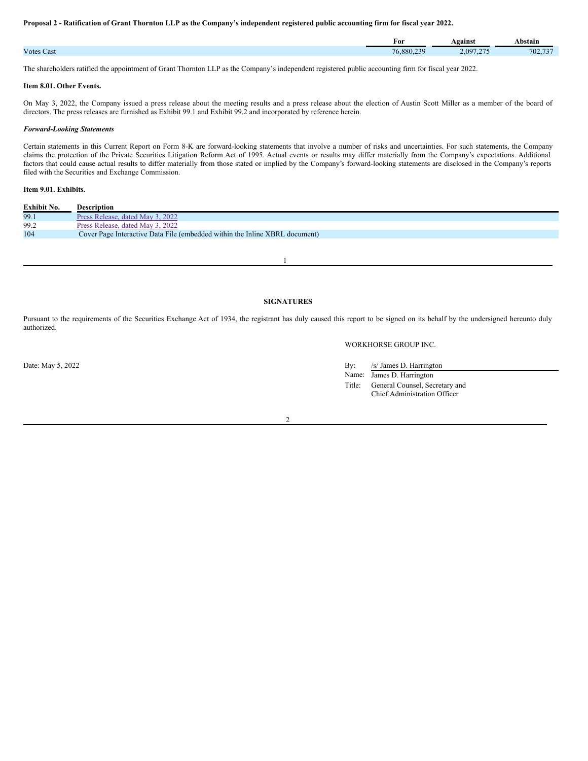**Proposal 2 - Ratification of Grant Thornton LLP as the Company's independent registered public accounting firm for fiscal year 2022.**

| | For | Against | Abstain |
|---|---|---|---|
| Votes Cast | 76,880,239 | 2,097,275 | 702,737 |

The shareholders ratified the appointment of Grant Thornton LLP as the Company's independent registered public accounting firm for fiscal year 2022.

**Item 8.01. Other Events.**

On May 3, 2022, the Company issued a press release about the meeting results and a press release about the election of Austin Scott Miller as a member of the board of directors. The press releases are furnished as Exhibit 99.1 and Exhibit 99.2 and incorporated by reference herein.

***Forward-Looking Statements***

Certain statements in this Current Report on Form 8-K are forward-looking statements that involve a number of risks and uncertainties. For such statements, the Company claims the protection of the Private Securities Litigation Reform Act of 1995. Actual events or results may differ materially from the Company's expectations. Additional factors that could cause actual results to differ materially from those stated or implied by the Company's forward-looking statements are disclosed in the Company's reports filed with the Securities and Exchange Commission.

**Item 9.01. Exhibits.**

| Exhibit No. | Description |
|---|---|
| 99.1 | Press Release, dated May 3, 2022 |
| 99.2 | Press Release, dated May 3, 2022 |
| 104 | Cover Page Interactive Data File (embedded within the Inline XBRL document) |

**SIGNATURES**

Pursuant to the requirements of the Securities Exchange Act of 1934, the registrant has duly caused this report to be signed on its behalf by the undersigned hereunto duly authorized.

WORKHORSE GROUP INC.

Date: May 5, 2022

By: /s/ James D. Harrington
Name: James D. Harrington
Title: General Counsel, Secretary and Chief Administration Officer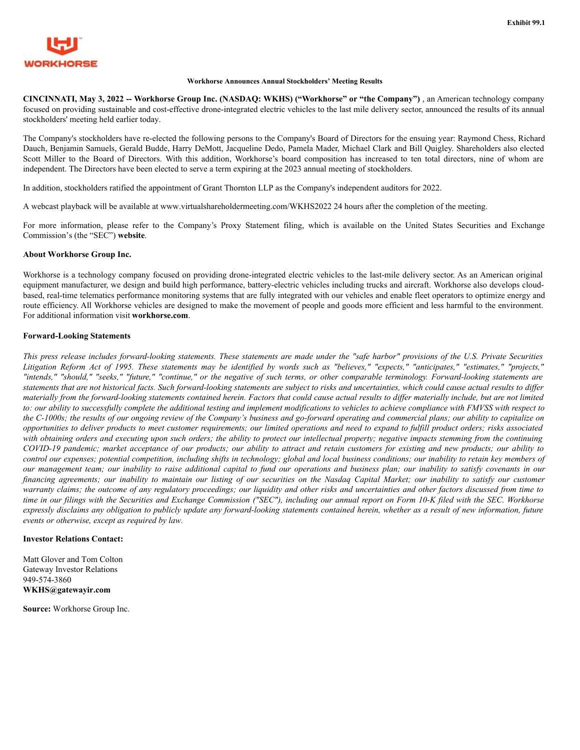Exhibit 99.1

WORKHORSE

**Workhorse Announces Annual Stockholders' Meeting Results**

**CINCINNATI, May 3, 2022 -- Workhorse Group Inc. (NASDAQ: WKHS) ("Workhorse" or "the Company")** , an American technology company focused on providing sustainable and cost-effective drone-integrated electric vehicles to the last mile delivery sector, announced the results of its annual stockholders' meeting held earlier today.

The Company's stockholders have re-elected the following persons to the Company's Board of Directors for the ensuing year: Raymond Chess, Richard Dauch, Benjamin Samuels, Gerald Budde, Harry DeMott, Jacqueline Dedo, Pamela Mader, Michael Clark and Bill Quigley. Shareholders also elected Scott Miller to the Board of Directors. With this addition, Workhorse's board composition has increased to ten total directors, nine of whom are independent. The Directors have been elected to serve a term expiring at the 2023 annual meeting of stockholders.

In addition, stockholders ratified the appointment of Grant Thornton LLP as the Company's independent auditors for 2022.

A webcast playback will be available at www.virtualshareholdermeeting.com/WKHS2022 24 hours after the completion of the meeting.

For more information, please refer to the Company's Proxy Statement filing, which is available on the United States Securities and Exchange Commission's (the "SEC") **website**.

**About Workhorse Group Inc.**

Workhorse is a technology company focused on providing drone-integrated electric vehicles to the last-mile delivery sector. As an American original equipment manufacturer, we design and build high performance, battery-electric vehicles including trucks and aircraft. Workhorse also develops cloud-based, real-time telematics performance monitoring systems that are fully integrated with our vehicles and enable fleet operators to optimize energy and route efficiency. All Workhorse vehicles are designed to make the movement of people and goods more efficient and less harmful to the environment. For additional information visit **workhorse.com**.

**Forward-Looking Statements**

*This press release includes forward-looking statements. These statements are made under the "safe harbor" provisions of the U.S. Private Securities Litigation Reform Act of 1995. These statements may be identified by words such as "believes," "expects," "anticipates," "estimates," "projects," "intends," "should," "seeks," "future," "continue," or the negative of such terms, or other comparable terminology. Forward-looking statements are statements that are not historical facts. Such forward-looking statements are subject to risks and uncertainties, which could cause actual results to differ materially from the forward-looking statements contained herein. Factors that could cause actual results to differ materially include, but are not limited to: our ability to successfully complete the additional testing and implement modifications to vehicles to achieve compliance with FMVSS with respect to the C-1000s; the results of our ongoing review of the Company's business and go-forward operating and commercial plans; our ability to capitalize on opportunities to deliver products to meet customer requirements; our limited operations and need to expand to fulfill product orders; risks associated with obtaining orders and executing upon such orders; the ability to protect our intellectual property; negative impacts stemming from the continuing COVID-19 pandemic; market acceptance of our products; our ability to attract and retain customers for existing and new products; our ability to control our expenses; potential competition, including shifts in technology; global and local business conditions; our inability to retain key members of our management team; our inability to raise additional capital to fund our operations and business plan; our inability to satisfy covenants in our financing agreements; our inability to maintain our listing of our securities on the Nasdaq Capital Market; our inability to satisfy our customer warranty claims; the outcome of any regulatory proceedings; our liquidity and other risks and uncertainties and other factors discussed from time to time in our filings with the Securities and Exchange Commission ("SEC"), including our annual report on Form 10-K filed with the SEC. Workhorse expressly disclaims any obligation to publicly update any forward-looking statements contained herein, whether as a result of new information, future events or otherwise, except as required by law.*

**Investor Relations Contact:**

Matt Glover and Tom Colton
Gateway Investor Relations
949-574-3860
**WKHS@gatewayir.com**

**Source:** Workhorse Group Inc.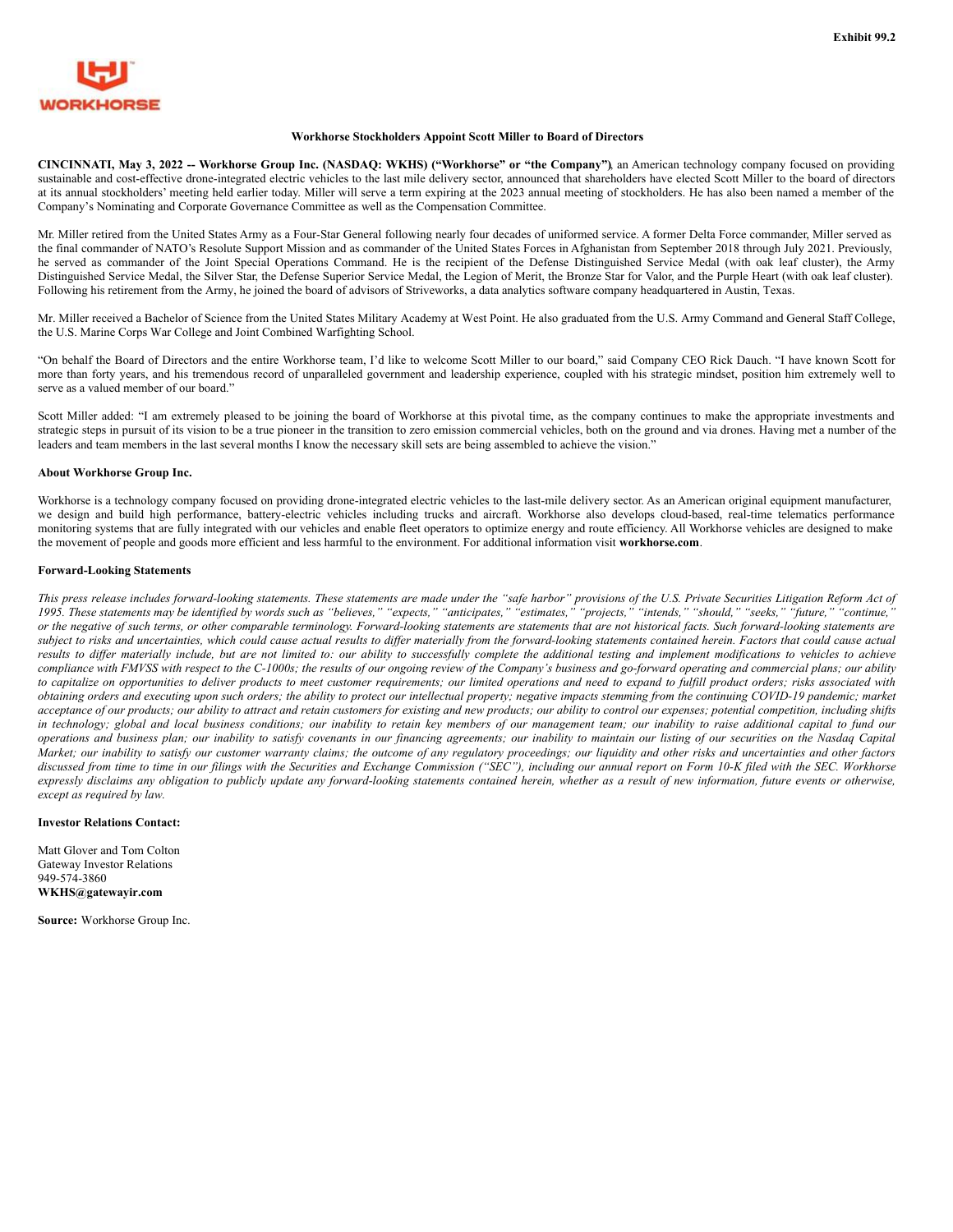Exhibit 99.2

WORKHORSE

**Workhorse Stockholders Appoint Scott Miller to Board of Directors**

**CINCINNATI, May 3, 2022 -- Workhorse Group Inc. (NASDAQ: WKHS) ("Workhorse" or "the Company")**, an American technology company focused on providing sustainable and cost-effective drone-integrated electric vehicles to the last mile delivery sector, announced that shareholders have elected Scott Miller to the board of directors at its annual stockholders' meeting held earlier today. Miller will serve a term expiring at the 2023 annual meeting of stockholders. He has also been named a member of the Company's Nominating and Corporate Governance Committee as well as the Compensation Committee.

Mr. Miller retired from the United States Army as a Four-Star General following nearly four decades of uniformed service. A former Delta Force commander, Miller served as the final commander of NATO's Resolute Support Mission and as commander of the United States Forces in Afghanistan from September 2018 through July 2021. Previously, he served as commander of the Joint Special Operations Command. He is the recipient of the Defense Distinguished Service Medal (with oak leaf cluster), the Army Distinguished Service Medal, the Silver Star, the Defense Superior Service Medal, the Legion of Merit, the Bronze Star for Valor, and the Purple Heart (with oak leaf cluster). Following his retirement from the Army, he joined the board of advisors of Striveworks, a data analytics software company headquartered in Austin, Texas.

Mr. Miller received a Bachelor of Science from the United States Military Academy at West Point. He also graduated from the U.S. Army Command and General Staff College, the U.S. Marine Corps War College and Joint Combined Warfighting School.

"On behalf the Board of Directors and the entire Workhorse team, I'd like to welcome Scott Miller to our board," said Company CEO Rick Dauch. "I have known Scott for more than forty years, and his tremendous record of unparalleled government and leadership experience, coupled with his strategic mindset, position him extremely well to serve as a valued member of our board."

Scott Miller added: "I am extremely pleased to be joining the board of Workhorse at this pivotal time, as the company continues to make the appropriate investments and strategic steps in pursuit of its vision to be a true pioneer in the transition to zero emission commercial vehicles, both on the ground and via drones. Having met a number of the leaders and team members in the last several months I know the necessary skill sets are being assembled to achieve the vision."

**About Workhorse Group Inc.**

Workhorse is a technology company focused on providing drone-integrated electric vehicles to the last-mile delivery sector. As an American original equipment manufacturer, we design and build high performance, battery-electric vehicles including trucks and aircraft. Workhorse also develops cloud-based, real-time telematics performance monitoring systems that are fully integrated with our vehicles and enable fleet operators to optimize energy and route efficiency. All Workhorse vehicles are designed to make the movement of people and goods more efficient and less harmful to the environment. For additional information visit **workhorse.com**.

**Forward-Looking Statements**

*This press release includes forward-looking statements. These statements are made under the "safe harbor" provisions of the U.S. Private Securities Litigation Reform Act of 1995. These statements may be identified by words such as "believes," "expects," "anticipates," "estimates," "projects," "intends," "should," "seeks," "future," "continue," or the negative of such terms, or other comparable terminology. Forward-looking statements are statements that are not historical facts. Such forward-looking statements are subject to risks and uncertainties, which could cause actual results to differ materially from the forward-looking statements contained herein. Factors that could cause actual results to differ materially include, but are not limited to: our ability to successfully complete the additional testing and implement modifications to vehicles to achieve compliance with FMVSS with respect to the C-1000s; the results of our ongoing review of the Company's business and go-forward operating and commercial plans; our ability to capitalize on opportunities to deliver products to meet customer requirements; our limited operations and need to expand to fulfill product orders; risks associated with obtaining orders and executing upon such orders; the ability to protect our intellectual property; negative impacts stemming from the continuing COVID-19 pandemic; market acceptance of our products; our ability to attract and retain customers for existing and new products; our ability to control our expenses; potential competition, including shifts in technology; global and local business conditions; our inability to retain key members of our management team; our inability to raise additional capital to fund our operations and business plan; our inability to satisfy covenants in our financing agreements; our inability to maintain our listing of our securities on the Nasdaq Capital Market; our inability to satisfy our customer warranty claims; the outcome of any regulatory proceedings; our liquidity and other risks and uncertainties and other factors discussed from time to time in our filings with the Securities and Exchange Commission ("SEC"), including our annual report on Form 10-K filed with the SEC. Workhorse expressly disclaims any obligation to publicly update any forward-looking statements contained herein, whether as a result of new information, future events or otherwise, except as required by law.*

**Investor Relations Contact:**

Matt Glover and Tom Colton
Gateway Investor Relations
949-574-3860
**WKHS@gatewayir.com**

**Source:** Workhorse Group Inc.